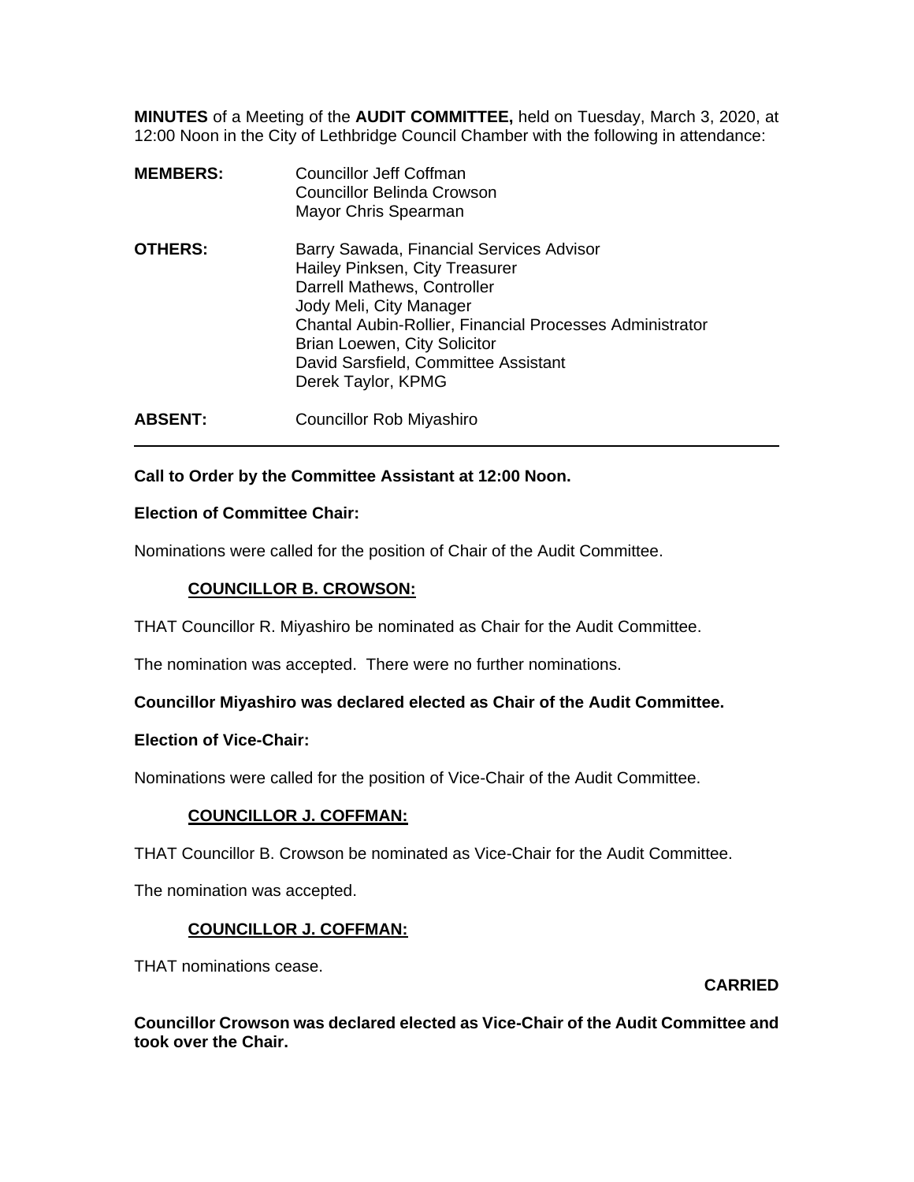**MINUTES** of a Meeting of the **AUDIT COMMITTEE,** held on Tuesday, March 3, 2020, at 12:00 Noon in the City of Lethbridge Council Chamber with the following in attendance:

| | |
|---|---|
| **MEMBERS:** | Councillor Jeff Coffman<br>Councillor Belinda Crowson<br>Mayor Chris Spearman |
| **OTHERS:** | Barry Sawada, Financial Services Advisor<br>Hailey Pinksen, City Treasurer<br>Darrell Mathews, Controller<br>Jody Meli, City Manager<br>Chantal Aubin-Rollier, Financial Processes Administrator<br>Brian Loewen, City Solicitor<br>David Sarsfield, Committee Assistant<br>Derek Taylor, KPMG |
| **ABSENT:** | Councillor Rob Miyashiro |

---

**Call to Order by the Committee Assistant at 12:00 Noon.**

**Election of Committee Chair:**

Nominations were called for the position of Chair of the Audit Committee.

**COUNCILLOR B. CROWSON:**

THAT Councillor R. Miyashiro be nominated as Chair for the Audit Committee.

The nomination was accepted. There were no further nominations.

**Councillor Miyashiro was declared elected as Chair of the Audit Committee.**

**Election of Vice-Chair:**

Nominations were called for the position of Vice-Chair of the Audit Committee.

**COUNCILLOR J. COFFMAN:**

THAT Councillor B. Crowson be nominated as Vice-Chair for the Audit Committee.

The nomination was accepted.

**COUNCILLOR J. COFFMAN:**

THAT nominations cease.

**CARRIED**

**Councillor Crowson was declared elected as Vice-Chair of the Audit Committee and took over the Chair.**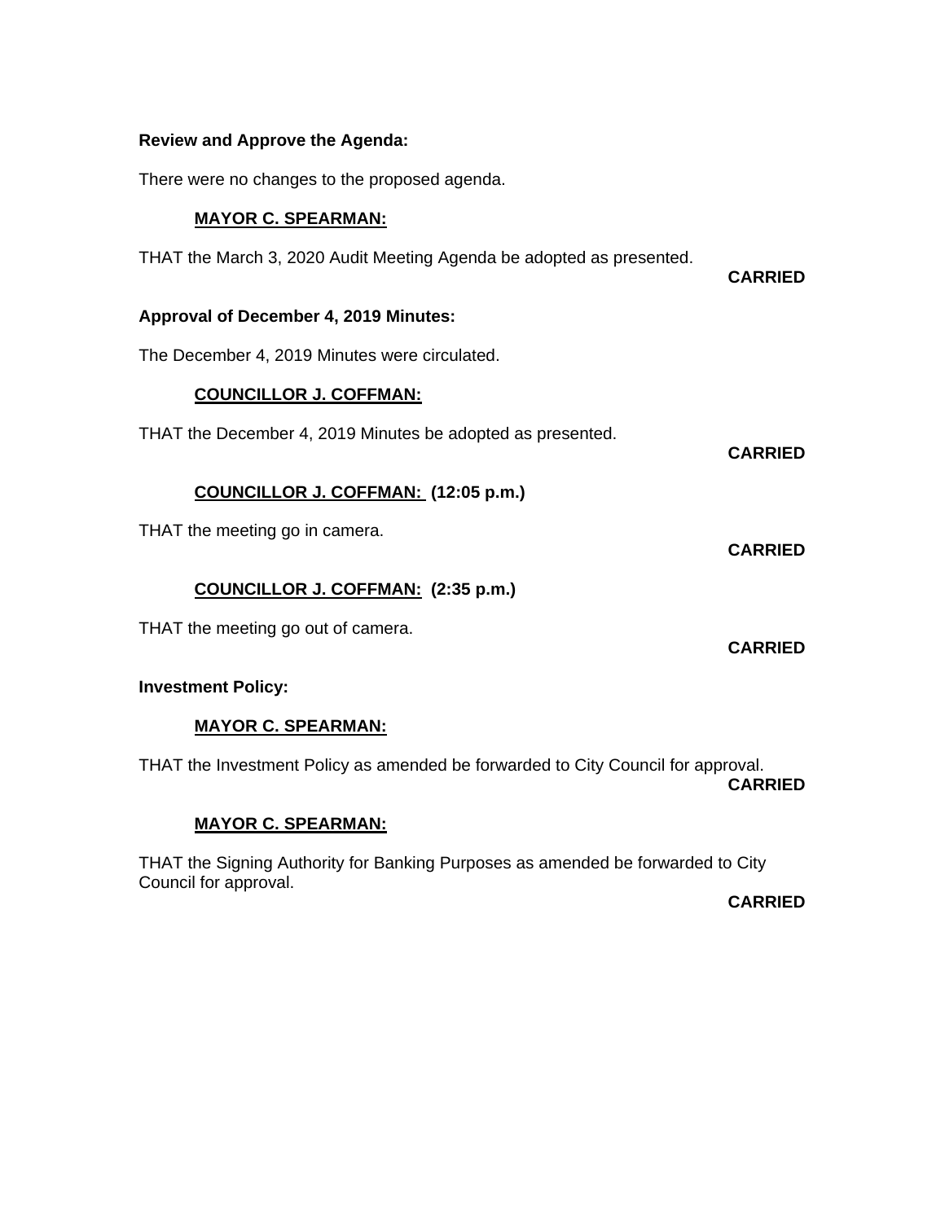**Review and Approve the Agenda:**

There were no changes to the proposed agenda.

**MAYOR C. SPEARMAN:**

THAT the March 3, 2020 Audit Meeting Agenda be adopted as presented.

**CARRIED**

**Approval of December 4, 2019 Minutes:**

The December 4, 2019 Minutes were circulated.

**COUNCILLOR J. COFFMAN:**

THAT the December 4, 2019 Minutes be adopted as presented.

**CARRIED**

**COUNCILLOR J. COFFMAN: (12:05 p.m.)**

THAT the meeting go in camera.

**CARRIED**

**COUNCILLOR J. COFFMAN: (2:35 p.m.)**

THAT the meeting go out of camera.

**CARRIED**

**Investment Policy:**

**MAYOR C. SPEARMAN:**

THAT the Investment Policy as amended be forwarded to City Council for approval.

**CARRIED**

**MAYOR C. SPEARMAN:**

THAT the Signing Authority for Banking Purposes as amended be forwarded to City Council for approval.

**CARRIED**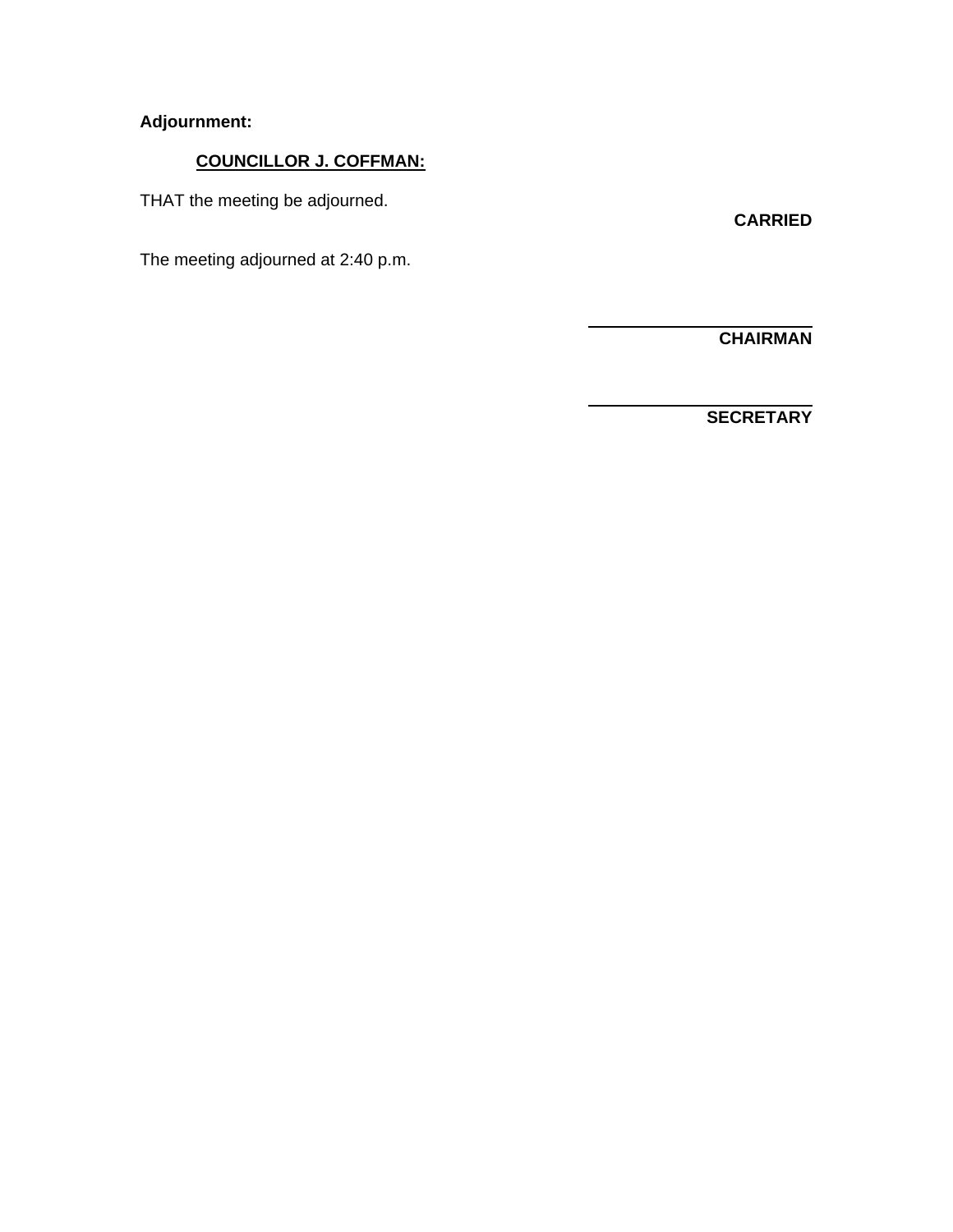**Adjournment:**

**COUNCILLOR J. COFFMAN:**

THAT the meeting be adjourned.

**CARRIED**

The meeting adjourned at 2:40 p.m.

______________________
**CHAIRMAN**

______________________
**SECRETARY**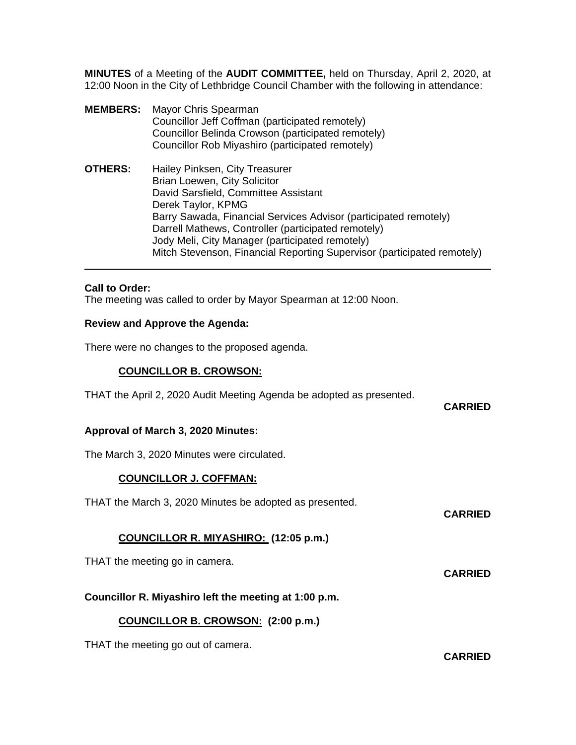**MINUTES** of a Meeting of the **AUDIT COMMITTEE,** held on Thursday, April 2, 2020, at 12:00 Noon in the City of Lethbridge Council Chamber with the following in attendance:

**MEMBERS:** Mayor Chris Spearman
Councillor Jeff Coffman (participated remotely)
Councillor Belinda Crowson (participated remotely)
Councillor Rob Miyashiro (participated remotely)

**OTHERS:** Hailey Pinksen, City Treasurer
Brian Loewen, City Solicitor
David Sarsfield, Committee Assistant
Derek Taylor, KPMG
Barry Sawada, Financial Services Advisor (participated remotely)
Darrell Mathews, Controller (participated remotely)
Jody Meli, City Manager (participated remotely)
Mitch Stevenson, Financial Reporting Supervisor (participated remotely)

---

**Call to Order:**
The meeting was called to order by Mayor Spearman at 12:00 Noon.

**Review and Approve the Agenda:**

There were no changes to the proposed agenda.

**COUNCILLOR B. CROWSON:**

THAT the April 2, 2020 Audit Meeting Agenda be adopted as presented.

**CARRIED**

**Approval of March 3, 2020 Minutes:**

The March 3, 2020 Minutes were circulated.

**COUNCILLOR J. COFFMAN:**

THAT the March 3, 2020 Minutes be adopted as presented.

**CARRIED**

**COUNCILLOR R. MIYASHIRO: (12:05 p.m.)**

THAT the meeting go in camera.

**CARRIED**

**Councillor R. Miyashiro left the meeting at 1:00 p.m.**

**COUNCILLOR B. CROWSON: (2:00 p.m.)**

THAT the meeting go out of camera.

**CARRIED**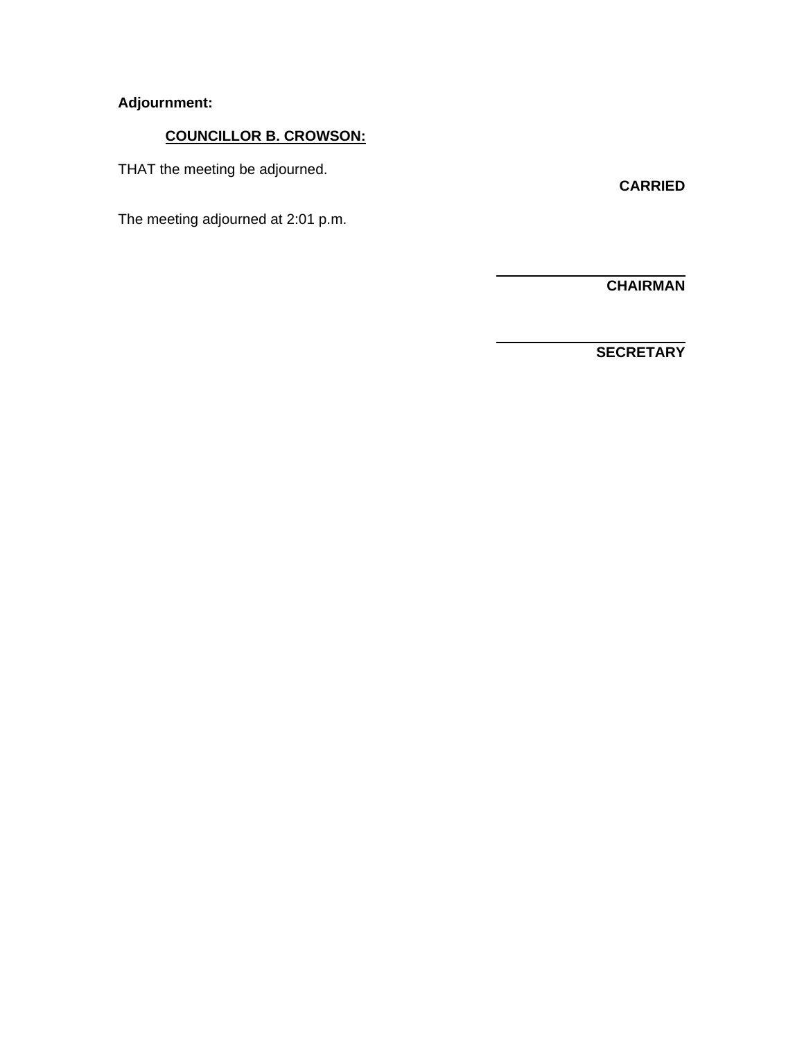**Adjournment:**

**<u>COUNCILLOR B. CROWSON:</u>**

THAT the meeting be adjourned.

**CARRIED**

The meeting adjourned at 2:01 p.m.

\_\_\_\_\_\_\_\_\_\_\_\_\_\_\_\_\_\_\_\_\_\_\_\_\_

**CHAIRMAN**

\_\_\_\_\_\_\_\_\_\_\_\_\_\_\_\_\_\_\_\_\_\_\_\_\_

**SECRETARY**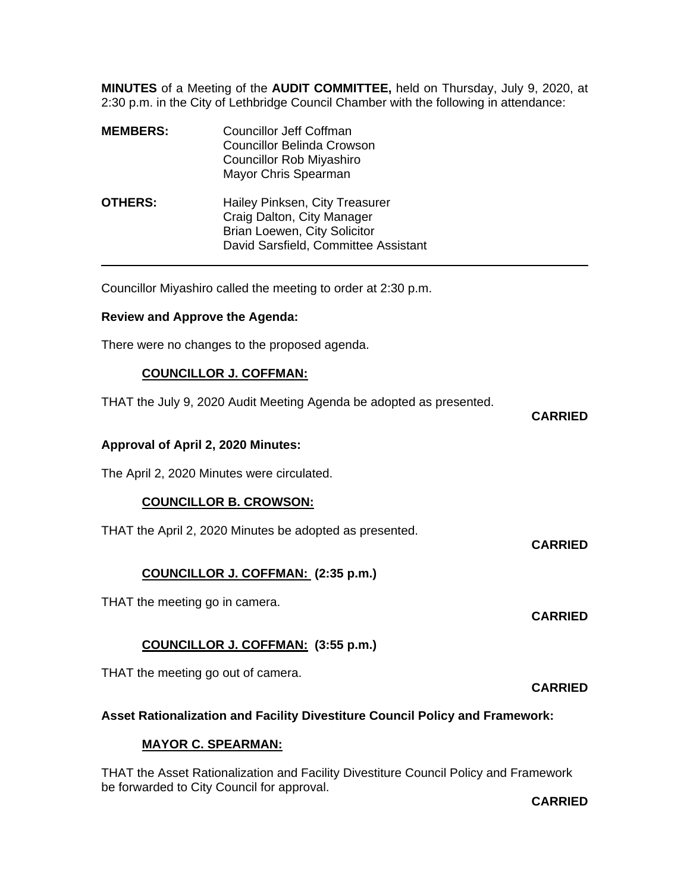**MINUTES** of a Meeting of the **AUDIT COMMITTEE,** held on Thursday, July 9, 2020, at 2:30 p.m. in the City of Lethbridge Council Chamber with the following in attendance:

| | |
|---|---|
| **MEMBERS:** | Councillor Jeff Coffman<br>Councillor Belinda Crowson<br>Councillor Rob Miyashiro<br>Mayor Chris Spearman |
| **OTHERS:** | Hailey Pinksen, City Treasurer<br>Craig Dalton, City Manager<br>Brian Loewen, City Solicitor<br>David Sarsfield, Committee Assistant |

---

Councillor Miyashiro called the meeting to order at 2:30 p.m.

**Review and Approve the Agenda:**

There were no changes to the proposed agenda.

**COUNCILLOR J. COFFMAN:**

THAT the July 9, 2020 Audit Meeting Agenda be adopted as presented.

**CARRIED**

**Approval of April 2, 2020 Minutes:**

The April 2, 2020 Minutes were circulated.

**COUNCILLOR B. CROWSON:**

THAT the April 2, 2020 Minutes be adopted as presented.

**CARRIED**

**COUNCILLOR J. COFFMAN: (2:35 p.m.)**

THAT the meeting go in camera.

**CARRIED**

**COUNCILLOR J. COFFMAN: (3:55 p.m.)**

THAT the meeting go out of camera.

**CARRIED**

**Asset Rationalization and Facility Divestiture Council Policy and Framework:**

**MAYOR C. SPEARMAN:**

THAT the Asset Rationalization and Facility Divestiture Council Policy and Framework be forwarded to City Council for approval.

**CARRIED**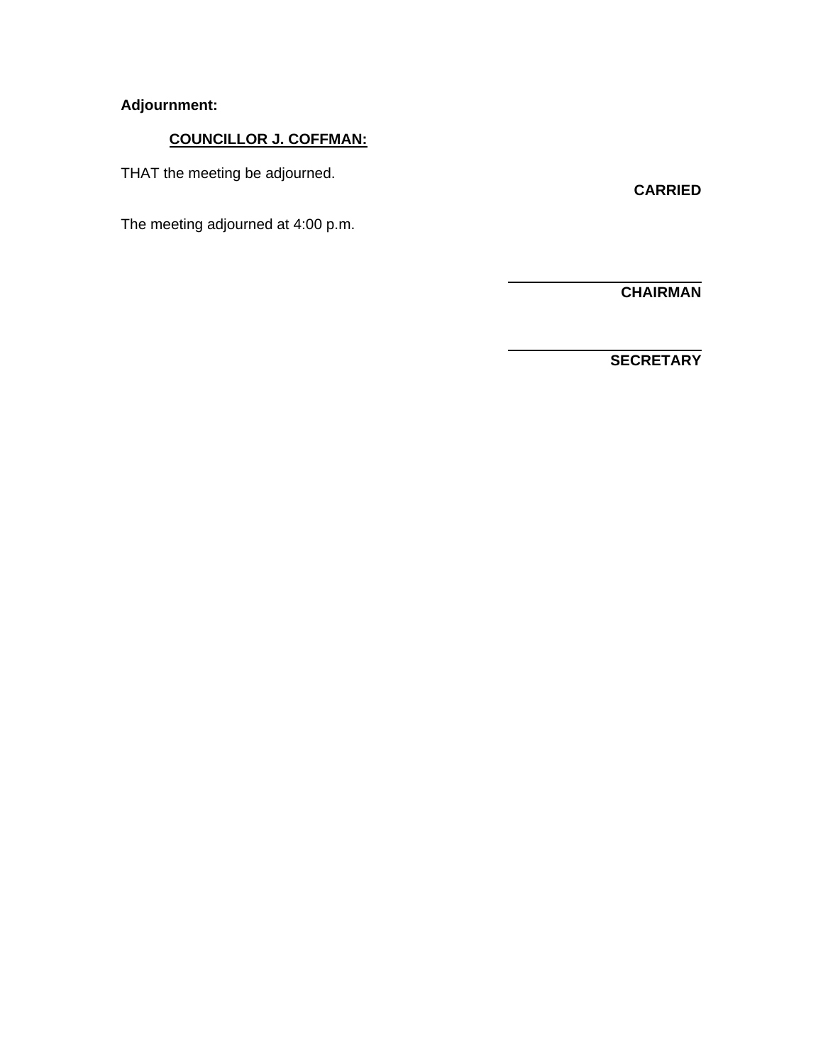**Adjournment:**

**COUNCILLOR J. COFFMAN:**

THAT the meeting be adjourned.

**CARRIED**

The meeting adjourned at 4:00 p.m.

\_\_\_\_\_\_\_\_\_\_\_\_\_\_\_\_\_\_\_\_\_\_\_\_
**CHAIRMAN**

\_\_\_\_\_\_\_\_\_\_\_\_\_\_\_\_\_\_\_\_\_\_\_\_
**SECRETARY**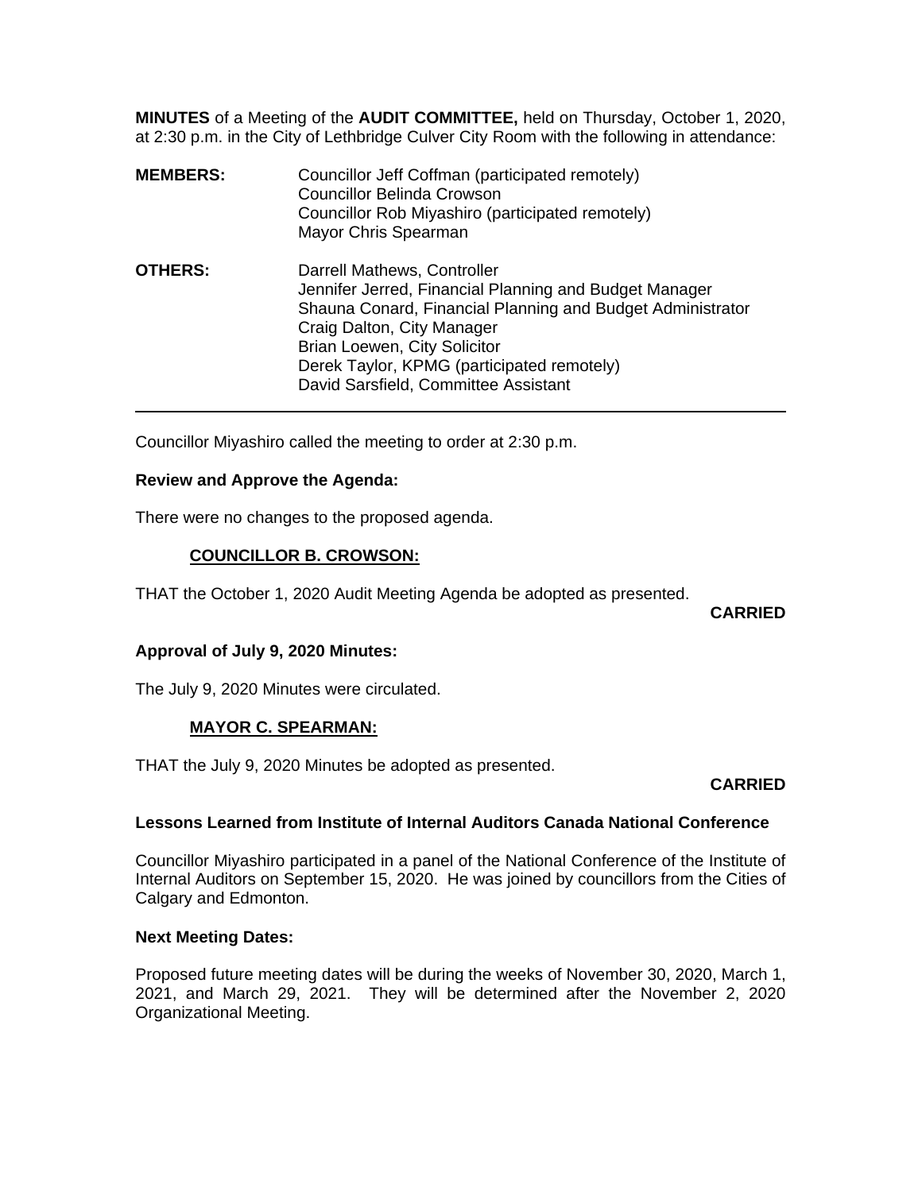**MINUTES** of a Meeting of the **AUDIT COMMITTEE,** held on Thursday, October 1, 2020, at 2:30 p.m. in the City of Lethbridge Culver City Room with the following in attendance:

**MEMBERS:**
Councillor Jeff Coffman (participated remotely)
Councillor Belinda Crowson
Councillor Rob Miyashiro (participated remotely)
Mayor Chris Spearman

**OTHERS:**
Darrell Mathews, Controller
Jennifer Jerred, Financial Planning and Budget Manager
Shauna Conard, Financial Planning and Budget Administrator
Craig Dalton, City Manager
Brian Loewen, City Solicitor
Derek Taylor, KPMG (participated remotely)
David Sarsfield, Committee Assistant

---

Councillor Miyashiro called the meeting to order at 2:30 p.m.

**Review and Approve the Agenda:**

There were no changes to the proposed agenda.

**COUNCILLOR B. CROWSON:**

THAT the October 1, 2020 Audit Meeting Agenda be adopted as presented.

**CARRIED**

**Approval of July 9, 2020 Minutes:**

The July 9, 2020 Minutes were circulated.

**MAYOR C. SPEARMAN:**

THAT the July 9, 2020 Minutes be adopted as presented.

**CARRIED**

**Lessons Learned from Institute of Internal Auditors Canada National Conference**

Councillor Miyashiro participated in a panel of the National Conference of the Institute of Internal Auditors on September 15, 2020. He was joined by councillors from the Cities of Calgary and Edmonton.

**Next Meeting Dates:**

Proposed future meeting dates will be during the weeks of November 30, 2020, March 1, 2021, and March 29, 2021. They will be determined after the November 2, 2020 Organizational Meeting.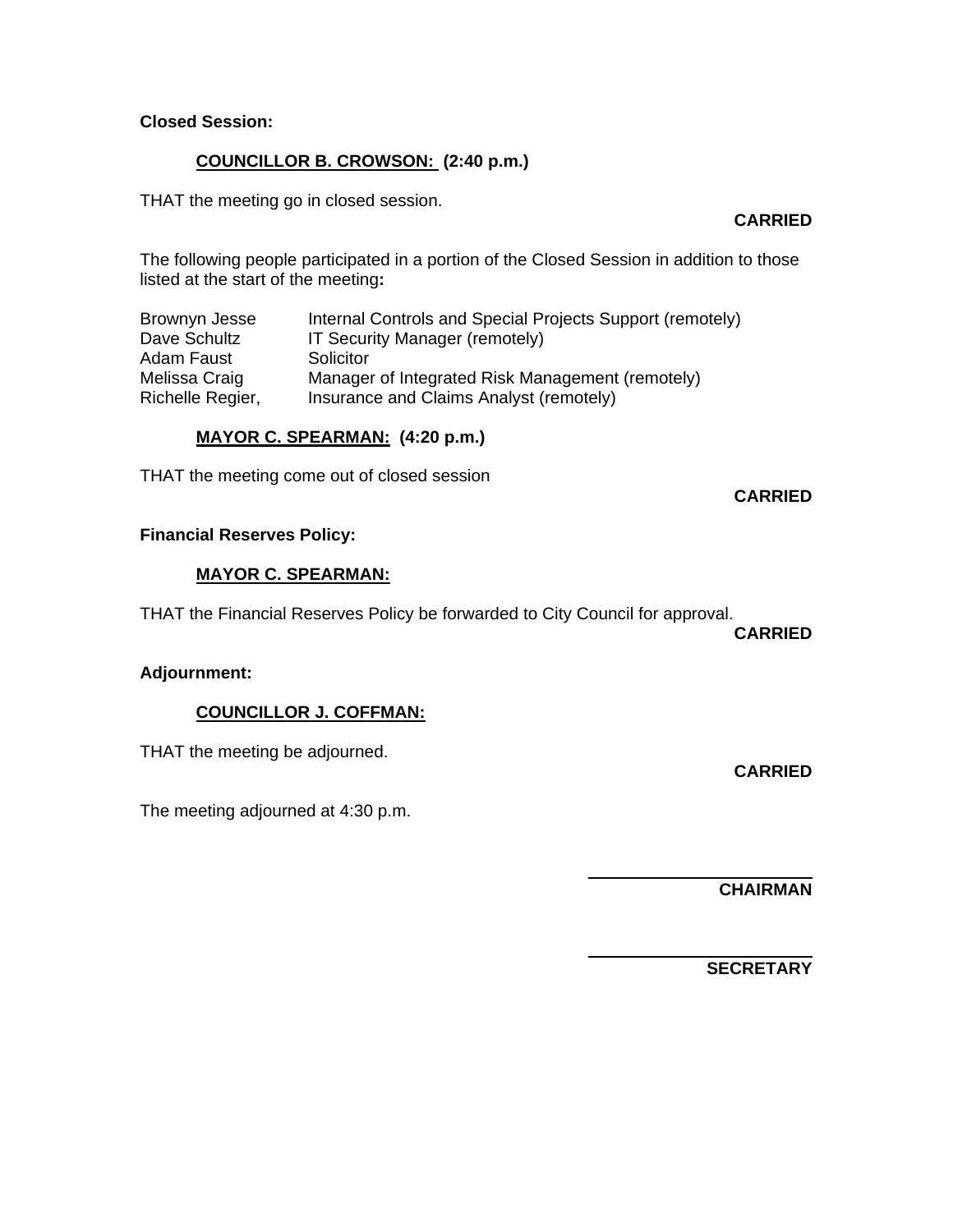**Closed Session:**

**COUNCILLOR B. CROWSON: (2:40 p.m.)**

THAT the meeting go in closed session.

**CARRIED**

The following people participated in a portion of the Closed Session in addition to those listed at the start of the meeting**:**

| | |
|---|---|
| Brownyn Jesse | Internal Controls and Special Projects Support (remotely) |
| Dave Schultz | IT Security Manager (remotely) |
| Adam Faust | Solicitor |
| Melissa Craig | Manager of Integrated Risk Management (remotely) |
| Richelle Regier, | Insurance and Claims Analyst (remotely) |

**MAYOR C. SPEARMAN: (4:20 p.m.)**

THAT the meeting come out of closed session

**CARRIED**

**Financial Reserves Policy:**

**MAYOR C. SPEARMAN:**

THAT the Financial Reserves Policy be forwarded to City Council for approval.

**CARRIED**

**Adjournment:**

**COUNCILLOR J. COFFMAN:**

THAT the meeting be adjourned.

**CARRIED**

The meeting adjourned at 4:30 p.m.

______________________
**CHAIRMAN**

______________________
**SECRETARY**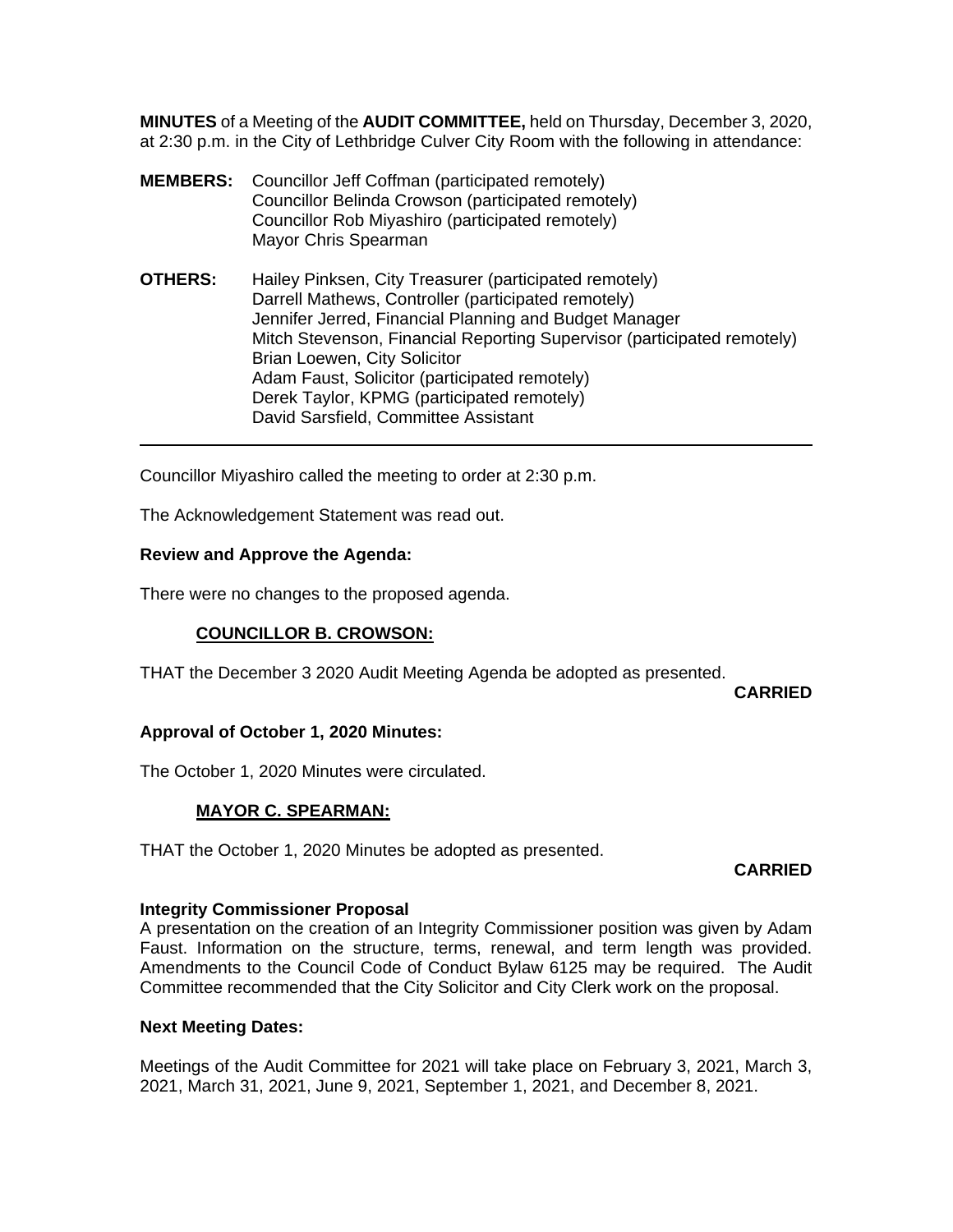**MINUTES** of a Meeting of the **AUDIT COMMITTEE,** held on Thursday, December 3, 2020, at 2:30 p.m. in the City of Lethbridge Culver City Room with the following in attendance:

**MEMBERS:** Councillor Jeff Coffman (participated remotely)
Councillor Belinda Crowson (participated remotely)
Councillor Rob Miyashiro (participated remotely)
Mayor Chris Spearman

**OTHERS:** Hailey Pinksen, City Treasurer (participated remotely)
Darrell Mathews, Controller (participated remotely)
Jennifer Jerred, Financial Planning and Budget Manager
Mitch Stevenson, Financial Reporting Supervisor (participated remotely)
Brian Loewen, City Solicitor
Adam Faust, Solicitor (participated remotely)
Derek Taylor, KPMG (participated remotely)
David Sarsfield, Committee Assistant

---

Councillor Miyashiro called the meeting to order at 2:30 p.m.

The Acknowledgement Statement was read out.

**Review and Approve the Agenda:**

There were no changes to the proposed agenda.

**COUNCILLOR B. CROWSON:**

THAT the December 3 2020 Audit Meeting Agenda be adopted as presented.

**CARRIED**

**Approval of October 1, 2020 Minutes:**

The October 1, 2020 Minutes were circulated.

**MAYOR C. SPEARMAN:**

THAT the October 1, 2020 Minutes be adopted as presented.

**CARRIED**

**Integrity Commissioner Proposal**

A presentation on the creation of an Integrity Commissioner position was given by Adam Faust. Information on the structure, terms, renewal, and term length was provided. Amendments to the Council Code of Conduct Bylaw 6125 may be required. The Audit Committee recommended that the City Solicitor and City Clerk work on the proposal.

**Next Meeting Dates:**

Meetings of the Audit Committee for 2021 will take place on February 3, 2021, March 3, 2021, March 31, 2021, June 9, 2021, September 1, 2021, and December 8, 2021.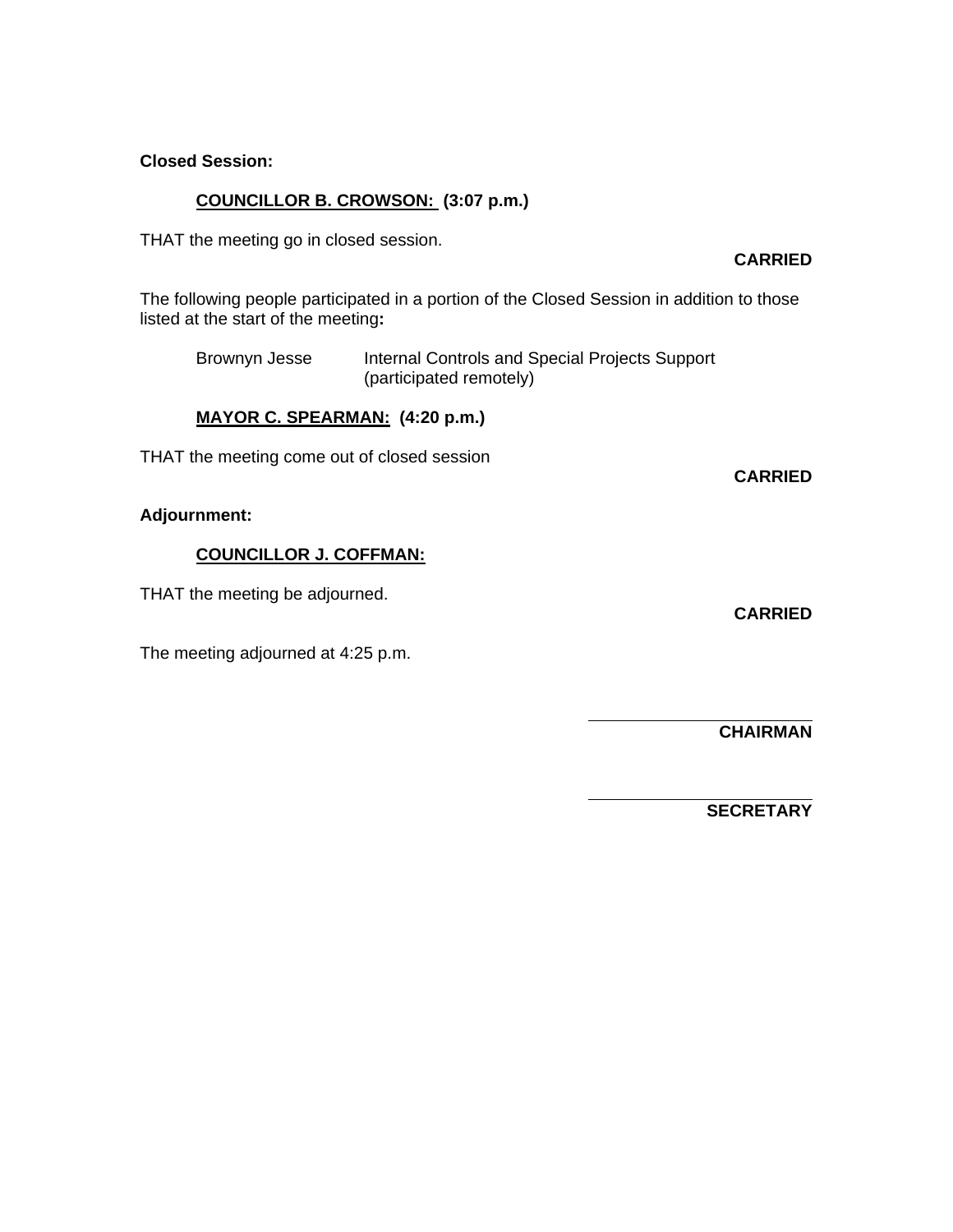**Closed Session:**

**COUNCILLOR B. CROWSON: (3:07 p.m.)**

THAT the meeting go in closed session.

**CARRIED**

The following people participated in a portion of the Closed Session in addition to those listed at the start of the meeting**:**

| | |
|---|---|
| Brownyn Jesse | Internal Controls and Special Projects Support (participated remotely) |

**MAYOR C. SPEARMAN: (4:20 p.m.)**

THAT the meeting come out of closed session

**CARRIED**

**Adjournment:**

**COUNCILLOR J. COFFMAN:**

THAT the meeting be adjourned.

**CARRIED**

The meeting adjourned at 4:25 p.m.

**CHAIRMAN**

**SECRETARY**